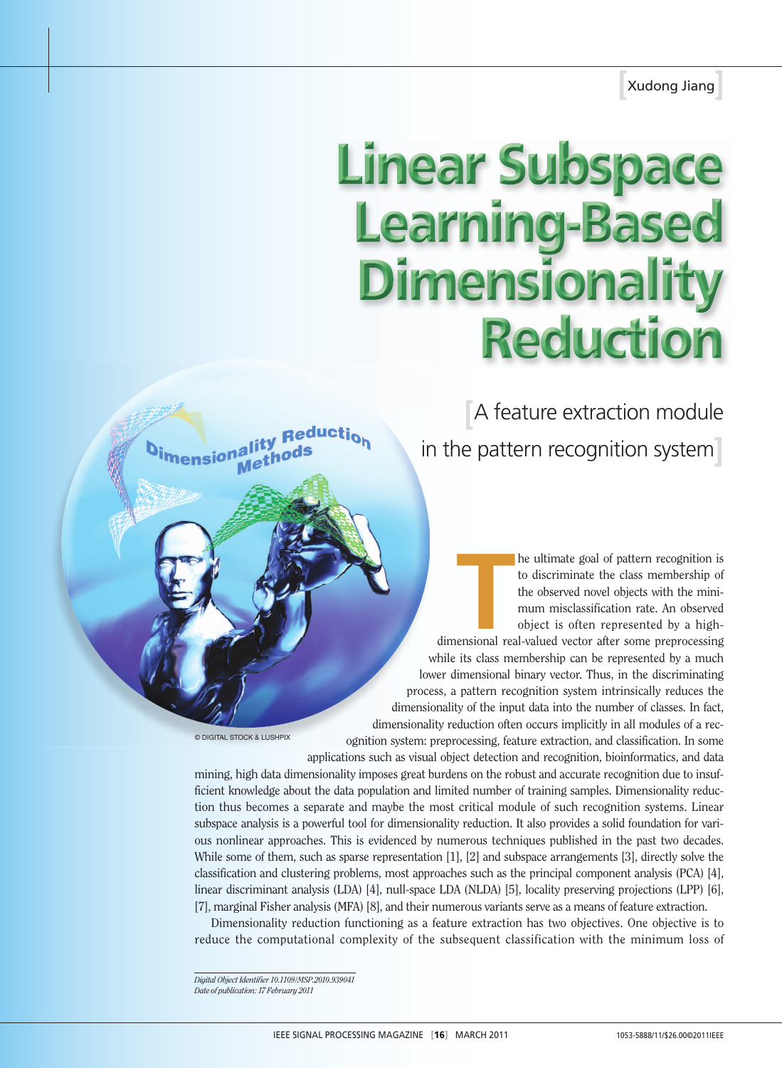Xudong Jiang

# Linear Subspace Learning-Based Dimensionality Reduction

## [A feature extraction module in the pattern recognition system]

© DIGITAL STOCK & LUSHPIX

The ultimate goal of pattern recognition is to discriminate the class membership of the observed novel objects with the minimum misclassification rate. An observed object is often represented by a high-dimensional real-valued vector after some preprocessing while its class membership can be represented by a much lower dimensional binary vector. Thus, in the discriminating process, a pattern recognition system intrinsically reduces the dimensionality of the input data into the number of classes. In fact, dimensionality reduction often occurs implicitly in all modules of a recognition system: preprocessing, feature extraction, and classification. In some applications such as visual object detection and recognition, bioinformatics, and data mining, high data dimensionality imposes great burdens on the robust and accurate recognition due to insufficient knowledge about the data population and limited number of training samples. Dimensionality reduction thus becomes a separate and maybe the most critical module of such recognition systems. Linear subspace analysis is a powerful tool for dimensionality reduction. It also provides a solid foundation for various nonlinear approaches. This is evidenced by numerous techniques published in the past two decades. While some of them, such as sparse representation [1], [2] and subspace arrangements [3], directly solve the classification and clustering problems, most approaches such as the principal component analysis (PCA) [4], linear discriminant analysis (LDA) [4], null-space LDA (NLDA) [5], locality preserving projections (LPP) [6], [7], marginal Fisher analysis (MFA) [8], and their numerous variants serve as a means of feature extraction.

Dimensionality reduction functioning as a feature extraction has two objectives. One objective is to reduce the computational complexity of the subsequent classification with the minimum loss of

*Digital Object Identifier 10.1109/MSP.2010.939041*
*Date of publication: 17 February 2011*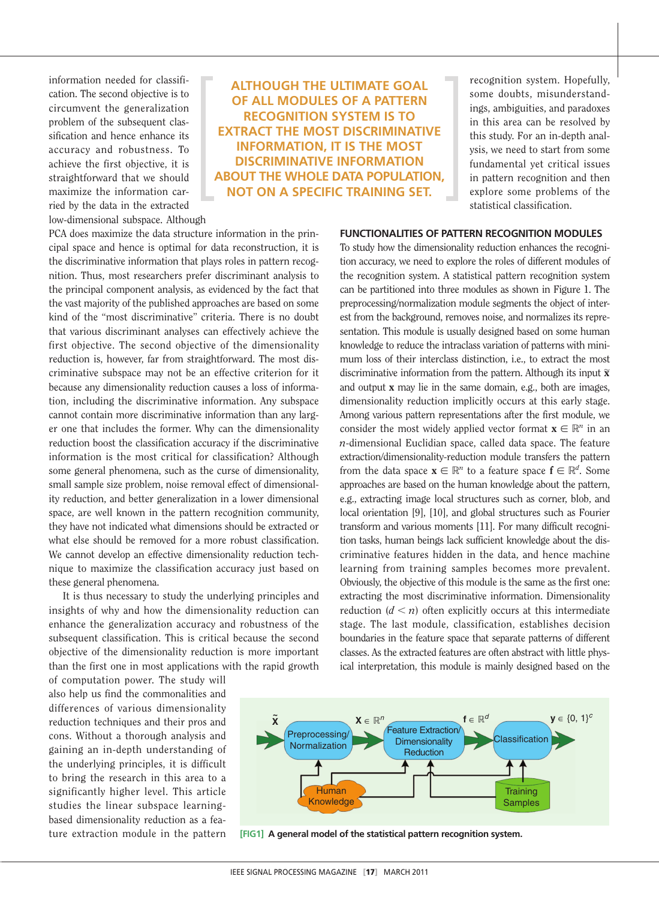information needed for classification. The second objective is to circumvent the generalization problem of the subsequent classification and hence enhance its accuracy and robustness. To achieve the first objective, it is straightforward that we should maximize the information carried by the data in the extracted low-dimensional subspace. Although PCA does maximize the data structure information in the principal space and hence is optimal for data reconstruction, it is the discriminative information that plays roles in pattern recognition. Thus, most researchers prefer discriminant analysis to the principal component analysis, as evidenced by the fact that the vast majority of the published approaches are based on some kind of the "most discriminative" criteria. There is no doubt that various discriminant analyses can effectively achieve the first objective. The second objective of the dimensionality reduction is, however, far from straightforward. The most discriminative subspace may not be an effective criterion for it because any dimensionality reduction causes a loss of information, including the discriminative information. Any subspace cannot contain more discriminative information than any larger one that includes the former. Why can the dimensionality reduction boost the classification accuracy if the discriminative information is the most critical for classification? Although some general phenomena, such as the curse of dimensionality, small sample size problem, noise removal effect of dimensionality reduction, and better generalization in a lower dimensional space, are well known in the pattern recognition community, they have not indicated what dimensions should be extracted or what else should be removed for a more robust classification. We cannot develop an effective dimensionality reduction technique to maximize the classification accuracy just based on these general phenomena.

**ALTHOUGH THE ULTIMATE GOAL OF ALL MODULES OF A PATTERN RECOGNITION SYSTEM IS TO EXTRACT THE MOST DISCRIMINATIVE INFORMATION, IT IS THE MOST DISCRIMINATIVE INFORMATION ABOUT THE WHOLE DATA POPULATION, NOT ON A SPECIFIC TRAINING SET.**

It is thus necessary to study the underlying principles and insights of why and how the dimensionality reduction can enhance the generalization accuracy and robustness of the subsequent classification. This is critical because the second objective of the dimensionality reduction is more important than the first one in most applications with the rapid growth of computation power. The study will also help us find the commonalities and differences of various dimensionality reduction techniques and their pros and cons. Without a thorough analysis and gaining an in-depth understanding of the underlying principles, it is difficult to bring the research in this area to a significantly higher level. This article studies the linear subspace learning-based dimensionality reduction as a feature extraction module in the pattern recognition system. Hopefully, some doubts, misunderstandings, ambiguities, and paradoxes in this area can be resolved by this study. For an in-depth analysis, we need to start from some fundamental yet critical issues in pattern recognition and then explore some problems of the statistical classification.

## FUNCTIONALITIES OF PATTERN RECOGNITION MODULES

To study how the dimensionality reduction enhances the recognition accuracy, we need to explore the roles of different modules of the recognition system. A statistical pattern recognition system can be partitioned into three modules as shown in Figure 1. The preprocessing/normalization module segments the object of interest from the background, removes noise, and normalizes its representation. This module is usually designed based on some human knowledge to reduce the intraclass variation of patterns with minimum loss of their interclass distinction, i.e., to extract the most discriminative information from the pattern. Although its input $\tilde{\mathbf{x}}$ and output $\mathbf{x}$ may lie in the same domain, e.g., both are images, dimensionality reduction implicitly occurs at this early stage. Among various pattern representations after the first module, we consider the most widely applied vector format $\mathbf{x} \in \mathbb{R}^n$ in an $n$-dimensional Euclidian space, called data space. The feature extraction/dimensionality-reduction module transfers the pattern from the data space $\mathbf{x} \in \mathbb{R}^n$ to a feature space $\mathbf{f} \in \mathbb{R}^d$. Some approaches are based on the human knowledge about the pattern, e.g., extracting image local structures such as corner, blob, and local orientation [9], [10], and global structures such as Fourier transform and various moments [11]. For many difficult recognition tasks, human beings lack sufficient knowledge about the discriminative features hidden in the data, and hence machine learning from training samples becomes more prevalent. Obviously, the objective of this module is the same as the first one: extracting the most discriminative information. Dimensionality reduction ($d < n$) often explicitly occurs at this intermediate stage. The last module, classification, establishes decision boundaries in the feature space that separate patterns of different classes. As the extracted features are often abstract with little physical interpretation, this module is mainly designed based on the

**[FIG1] A general model of the statistical pattern recognition system.**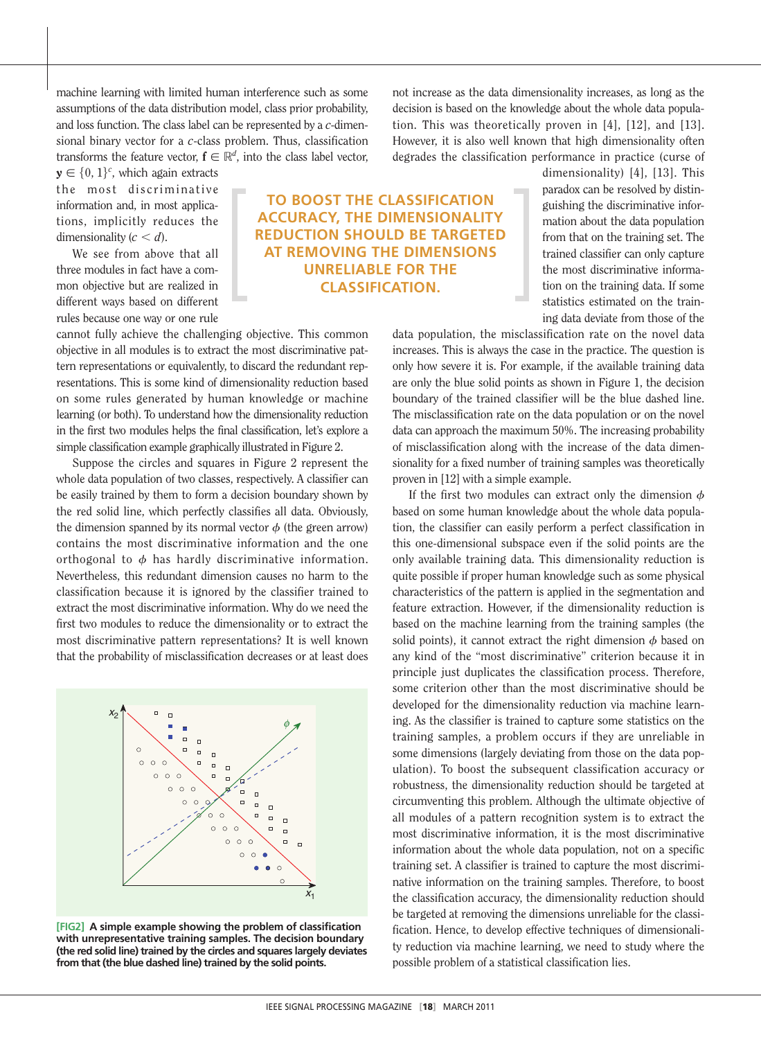machine learning with limited human interference such as some assumptions of the data distribution model, class prior probability, and loss function. The class label can be represented by a $c$-dimensional binary vector for a $c$-class problem. Thus, classification transforms the feature vector, $\mathbf{f} \in \mathbb{R}^d$, into the class label vector, $\mathbf{y} \in \{0, 1\}^c$, which again extracts the most discriminative information and, in most applications, implicitly reduces the dimensionality ($c < d$).

We see from above that all three modules in fact have a common objective but are realized in different ways based on different rules because one way or one rule cannot fully achieve the challenging objective. This common objective in all modules is to extract the most discriminative pattern representations or equivalently, to discard the redundant representations. This is some kind of dimensionality reduction based on some rules generated by human knowledge or machine learning (or both). To understand how the dimensionality reduction in the first two modules helps the final classification, let's explore a simple classification example graphically illustrated in Figure 2.

Suppose the circles and squares in Figure 2 represent the whole data population of two classes, respectively. A classifier can be easily trained by them to form a decision boundary shown by the red solid line, which perfectly classifies all data. Obviously, the dimension spanned by its normal vector $\phi$ (the green arrow) contains the most discriminative information and the one orthogonal to $\phi$ has hardly discriminative information. Nevertheless, this redundant dimension causes no harm to the classification because it is ignored by the classifier trained to extract the most discriminative information. Why do we need the first two modules to reduce the dimensionality or to extract the most discriminative pattern representations? It is well known that the probability of misclassification decreases or at least does not increase as the data dimensionality increases, as long as the decision is based on the knowledge about the whole data population. This was theoretically proven in [4], [12], and [13]. However, it is also well known that high dimensionality often degrades the classification performance in practice (curse of dimensionality) [4], [13]. This paradox can be resolved by distinguishing the discriminative information about the data population from that on the training set. The trained classifier can only capture the most discriminative information on the training data. If some statistics estimated on the training data deviate from those of the data population, the misclassification rate on the novel data increases. This is always the case in the practice. The question is only how severe it is. For example, if the available training data are only the blue solid points as shown in Figure 1, the decision boundary of the trained classifier will be the blue dashed line. The misclassification rate on the data population or on the novel data can approach the maximum 50%. The increasing probability of misclassification along with the increase of the data dimensionality for a fixed number of training samples was theoretically proven in [12] with a simple example.

**TO BOOST THE CLASSIFICATION ACCURACY, THE DIMENSIONALITY REDUCTION SHOULD BE TARGETED AT REMOVING THE DIMENSIONS UNRELIABLE FOR THE CLASSIFICATION.**

If the first two modules can extract only the dimension $\phi$ based on some human knowledge about the whole data population, the classifier can easily perform a perfect classification in this one-dimensional subspace even if the solid points are the only available training data. This dimensionality reduction is quite possible if proper human knowledge such as some physical characteristics of the pattern is applied in the segmentation and feature extraction. However, if the dimensionality reduction is based on the machine learning from the training samples (the solid points), it cannot extract the right dimension $\phi$ based on any kind of the "most discriminative" criterion because it in principle just duplicates the classification process. Therefore, some criterion other than the most discriminative should be developed for the dimensionality reduction via machine learning. As the classifier is trained to capture some statistics on the training samples, a problem occurs if they are unreliable in some dimensions (largely deviating from those on the data population). To boost the subsequent classification accuracy or robustness, the dimensionality reduction should be targeted at circumventing this problem. Although the ultimate objective of all modules of a pattern recognition system is to extract the most discriminative information, it is the most discriminative information about the whole data population, not on a specific training set. A classifier is trained to capture the most discriminative information on the training samples. Therefore, to boost the classification accuracy, the dimensionality reduction should be targeted at removing the dimensions unreliable for the classification. Hence, to develop effective techniques of dimensionality reduction via machine learning, we need to study where the possible problem of a statistical classification lies.

**[FIG2] A simple example showing the problem of classification with unrepresentative training samples. The decision boundary (the red solid line) trained by the circles and squares largely deviates from that (the blue dashed line) trained by the solid points.**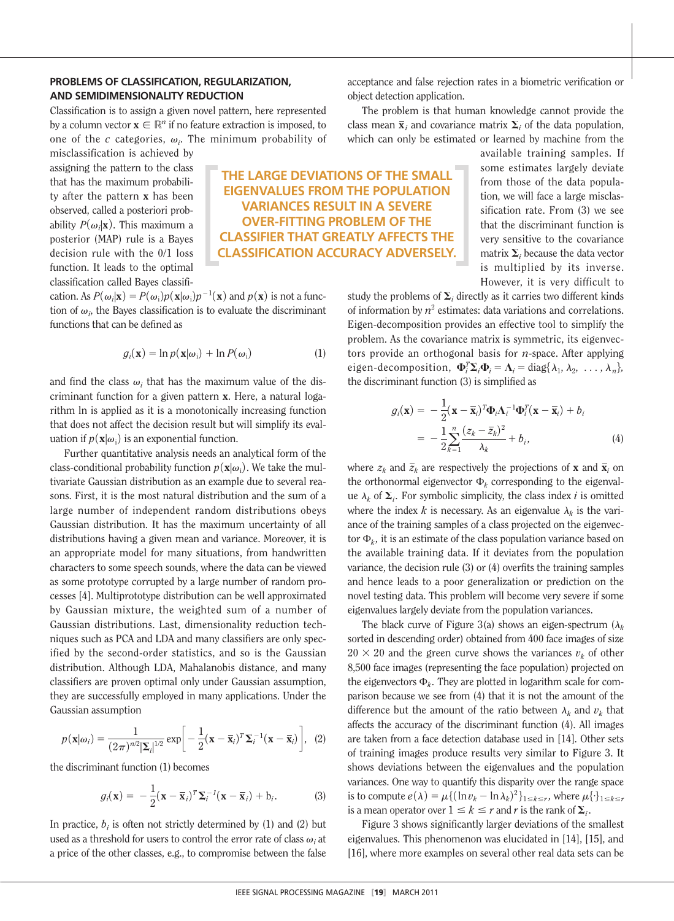## PROBLEMS OF CLASSIFICATION, REGULARIZATION, AND SEMIDIMENSIONALITY REDUCTION

Classification is to assign a given novel pattern, here represented by a column vector $\mathbf{x} \in \mathbb{R}^n$ if no feature extraction is imposed, to one of the $c$ categories, $\omega_i$. The minimum probability of misclassification is achieved by assigning the pattern to the class that has the maximum probability after the pattern $\mathbf{x}$ has been observed, called a posteriori probability $P(\omega_i|\mathbf{x})$. This maximum a posterior (MAP) rule is a Bayes decision rule with the 0/1 loss function. It leads to the optimal classification called Bayes classification. As $P(\omega_i|\mathbf{x}) = P(\omega_i)p(\mathbf{x}|\omega_i)p^{-1}(\mathbf{x})$ and $p(\mathbf{x})$ is not a function of $\omega_i$, the Bayes classification is to evaluate the discriminant functions that can be defined as

$$g_i(\mathbf{x}) = \ln p(\mathbf{x}|\omega_i) + \ln P(\omega_i) \tag{1}$$

and find the class $\omega_i$ that has the maximum value of the discriminant function for a given pattern $\mathbf{x}$. Here, a natural logarithm ln is applied as it is a monotonically increasing function that does not affect the decision result but will simplify its evaluation if $p(\mathbf{x}|\omega_i)$ is an exponential function.

Further quantitative analysis needs an analytical form of the class-conditional probability function $p(\mathbf{x}|\omega_i)$. We take the multivariate Gaussian distribution as an example due to several reasons. First, it is the most natural distribution and the sum of a large number of independent random distributions obeys Gaussian distribution. It has the maximum uncertainty of all distributions having a given mean and variance. Moreover, it is an appropriate model for many situations, from handwritten characters to some speech sounds, where the data can be viewed as some prototype corrupted by a large number of random processes [4]. Multiprototype distribution can be well approximated by Gaussian mixture, the weighted sum of a number of Gaussian distributions. Last, dimensionality reduction techniques such as PCA and LDA and many classifiers are only specified by the second-order statistics, and so is the Gaussian distribution. Although LDA, Mahalanobis distance, and many classifiers are proven optimal only under Gaussian assumption, they are successfully employed in many applications. Under the Gaussian assumption

$$p(\mathbf{x}|\omega_i) = \frac{1}{(2\pi)^{n/2}|\boldsymbol{\Sigma}_i|^{1/2}} \exp\left[-\frac{1}{2}(\mathbf{x}-\bar{\mathbf{x}}_i)^T \boldsymbol{\Sigma}_i^{-1}(\mathbf{x}-\bar{\mathbf{x}}_i)\right], \tag{2}$$

the discriminant function (1) becomes

$$g_i(\mathbf{x}) = -\frac{1}{2}(\mathbf{x}-\bar{\mathbf{x}}_i)^T \boldsymbol{\Sigma}_i^{-1}(\mathbf{x}-\bar{\mathbf{x}}_i) + b_i. \tag{3}$$

In practice, $b_i$ is often not strictly determined by (1) and (2) but used as a threshold for users to control the error rate of class $\omega_i$ at a price of the other classes, e.g., to compromise between the false acceptance and false rejection rates in a biometric verification or object detection application.

The problem is that human knowledge cannot provide the class mean $\bar{\mathbf{x}}_i$ and covariance matrix $\boldsymbol{\Sigma}_i$ of the data population, which can only be estimated or learned by machine from the available training samples. If some estimates largely deviate from those of the data population, we will face a large misclassification rate. From (3) we see that the discriminant function is very sensitive to the covariance matrix $\boldsymbol{\Sigma}_i$ because the data vector is multiplied by its inverse. However, it is very difficult to study the problems of $\boldsymbol{\Sigma}_i$ directly as it carries two different kinds of information by $n^2$ estimates: data variations and correlations. Eigen-decomposition provides an effective tool to simplify the problem. As the covariance matrix is symmetric, its eigenvectors provide an orthogonal basis for $n$-space. After applying eigen-decomposition, $\boldsymbol{\Phi}_i^T\boldsymbol{\Sigma}_i\boldsymbol{\Phi}_i = \boldsymbol{\Lambda}_i = \text{diag}\{\lambda_1, \lambda_2, \ldots, \lambda_n\}$, the discriminant function (3) is simplified as

**THE LARGE DEVIATIONS OF THE SMALL EIGENVALUES FROM THE POPULATION VARIANCES RESULT IN A SEVERE OVER-FITTING PROBLEM OF THE CLASSIFIER THAT GREATLY AFFECTS THE CLASSIFICATION ACCURACY ADVERSELY.**

$$\begin{aligned} g_i(\mathbf{x}) &= -\frac{1}{2}(\mathbf{x}-\bar{\mathbf{x}}_i)^T \boldsymbol{\Phi}_i \boldsymbol{\Lambda}_i^{-1} \boldsymbol{\Phi}_i^T(\mathbf{x}-\bar{\mathbf{x}}_i) + b_i \\ &= -\frac{1}{2}\sum_{k=1}^{n}\frac{(z_k-\bar{z}_k)^2}{\lambda_k} + b_i, \end{aligned} \tag{4}$$

where $z_k$ and $\bar{z}_k$ are respectively the projections of $\mathbf{x}$ and $\bar{\mathbf{x}}_i$ on the orthonormal eigenvector $\Phi_k$ corresponding to the eigenvalue $\lambda_k$ of $\boldsymbol{\Sigma}_i$. For symbolic simplicity, the class index $i$ is omitted where the index $k$ is necessary. As an eigenvalue $\lambda_k$ is the variance of the training samples of a class projected on the eigenvector $\Phi_k$, it is an estimate of the class population variance based on the available training data. If it deviates from the population variance, the decision rule (3) or (4) overfits the training samples and hence leads to a poor generalization or prediction on the novel testing data. This problem will become very severe if some eigenvalues largely deviate from the population variances.

The black curve of Figure 3(a) shows an eigen-spectrum ($\lambda_k$ sorted in descending order) obtained from 400 face images of size $20 \times 20$ and the green curve shows the variances $v_k$ of other 8,500 face images (representing the face population) projected on the eigenvectors $\Phi_k$. They are plotted in logarithm scale for comparison because we see from (4) that it is not the amount of the difference but the amount of the ratio between $\lambda_k$ and $v_k$ that affects the accuracy of the discriminant function (4). All images are taken from a face detection database used in [14]. Other sets of training images produce results very similar to Figure 3. It shows deviations between the eigenvalues and the population variances. One way to quantify this disparity over the range space is to compute $e(\lambda) = \mu\{(\ln v_k - \ln \lambda_k)^2\}_{1\le k\le r}$, where $\mu\{\cdot\}_{1\le k\le r}$ is a mean operator over $1 \le k \le r$ and $r$ is the rank of $\boldsymbol{\Sigma}_i$.

Figure 3 shows significantly larger deviations of the smallest eigenvalues. This phenomenon was elucidated in [14], [15], and [16], where more examples on several other real data sets can be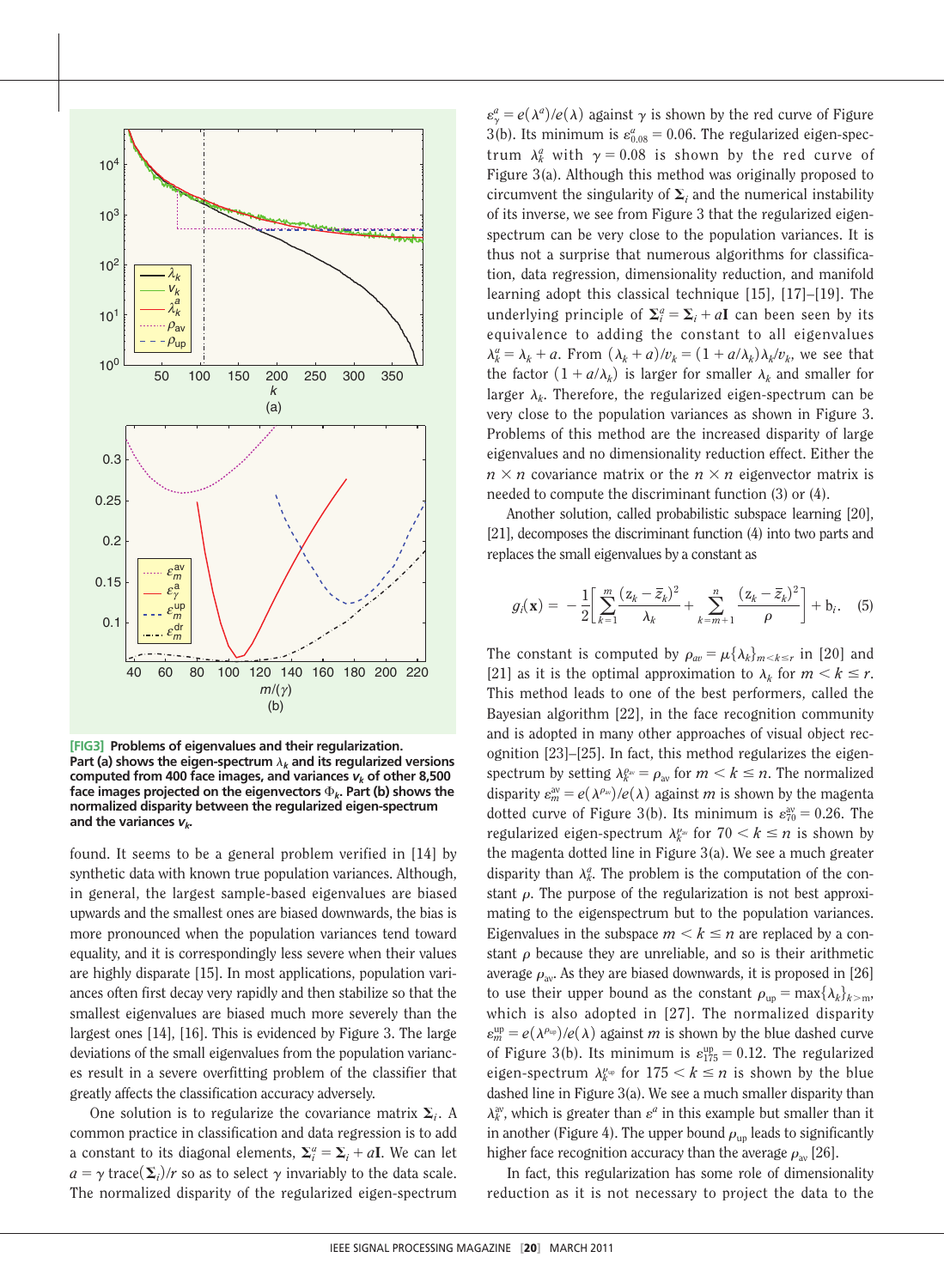[FIG3] **Problems of eigenvalues and their regularization. Part (a) shows the eigen-spectrum $\lambda_k$ and its regularized versions computed from 400 face images, and variances $v_k$ of other 8,500 face images projected on the eigenvectors $\Phi_k$. Part (b) shows the normalized disparity between the regularized eigen-spectrum and the variances $v_k$.**

found. It seems to be a general problem verified in [14] by synthetic data with known true population variances. Although, in general, the largest sample-based eigenvalues are biased upwards and the smallest ones are biased downwards, the bias is more pronounced when the population variances tend toward equality, and it is correspondingly less severe when their values are highly disparate [15]. In most applications, population variances often first decay very rapidly and then stabilize so that the smallest eigenvalues are biased much more severely than the largest ones [14], [16]. This is evidenced by Figure 3. The large deviations of the small eigenvalues from the population variances result in a severe overfitting problem of the classifier that greatly affects the classification accuracy adversely.

One solution is to regularize the covariance matrix $\boldsymbol{\Sigma}_i$. A common practice in classification and data regression is to add a constant to its diagonal elements, $\boldsymbol{\Sigma}_i^a = \boldsymbol{\Sigma}_i + a\mathbf{I}$. We can let $a = \gamma\,\text{trace}(\boldsymbol{\Sigma}_i)/r$ so as to select $\gamma$ invariably to the data scale. The normalized disparity of the regularized eigen-spectrum $\varepsilon_\gamma^a = e(\lambda^a)/e(\lambda)$ against $\gamma$ is shown by the red curve of Figure 3(b). Its minimum is $\varepsilon_{0.08}^a = 0.06$. The regularized eigen-spectrum $\lambda_k^a$ with $\gamma = 0.08$ is shown by the red curve of Figure 3(a). Although this method was originally proposed to circumvent the singularity of $\boldsymbol{\Sigma}_i$ and the numerical instability of its inverse, we see from Figure 3 that the regularized eigen-spectrum can be very close to the population variances. It is thus not a surprise that numerous algorithms for classification, data regression, dimensionality reduction, and manifold learning adopt this classical technique [15], [17]–[19]. The underlying principle of $\boldsymbol{\Sigma}_i^a = \boldsymbol{\Sigma}_i + a\mathbf{I}$ can been seen by its equivalence to adding the constant to all eigenvalues $\lambda_k^a = \lambda_k + a$. From $(\lambda_k + a)/v_k = (1 + a/\lambda_k)\lambda_k/v_k$, we see that the factor $(1 + a/\lambda_k)$ is larger for smaller $\lambda_k$ and smaller for larger $\lambda_k$. Therefore, the regularized eigen-spectrum can be very close to the population variances as shown in Figure 3. Problems of this method are the increased disparity of large eigenvalues and no dimensionality reduction effect. Either the $n \times n$ covariance matrix or the $n \times n$ eigenvector matrix is needed to compute the discriminant function (3) or (4).

Another solution, called probabilistic subspace learning [20], [21], decomposes the discriminant function (4) into two parts and replaces the small eigenvalues by a constant as

$$g_i(\mathbf{x}) = -\frac{1}{2}\left[\sum_{k=1}^{m}\frac{(z_k - \bar{z}_k)^2}{\lambda_k} + \sum_{k=m+1}^{n}\frac{(z_k - \bar{z}_k)^2}{\rho}\right] + \text{b}_i. \quad (5)$$

The constant is computed by $\rho_{av} = \mu\{\lambda_k\}_{m<k\leq r}$ in [20] and [21] as it is the optimal approximation to $\lambda_k$ for $m < k \leq r$. This method leads to one of the best performers, called the Bayesian algorithm [22], in the face recognition community and is adopted in many other approaches of visual object recognition [23]–[25]. In fact, this method regularizes the eigen-spectrum by setting $\lambda_k^{\rho_{av}} = \rho_{\text{av}}$ for $m < k \leq n$. The normalized disparity $\varepsilon_m^{\text{av}} = e(\lambda^{\rho_{av}})/e(\lambda)$ against $m$ is shown by the magenta dotted curve of Figure 3(b). Its minimum is $\varepsilon_{70}^{\text{av}} = 0.26$. The regularized eigen-spectrum $\lambda_k^{\rho_{av}}$ for $70 < k \leq n$ is shown by the magenta dotted line in Figure 3(a). We see a much greater disparity than $\lambda_k^a$. The problem is the computation of the constant $\rho$. The purpose of the regularization is not best approximating to the eigenspectrum but to the population variances. Eigenvalues in the subspace $m < k \leq n$ are replaced by a constant $\rho$ because they are unreliable, and so is their arithmetic average $\rho_{\text{av}}$. As they are biased downwards, it is proposed in [26] to use their upper bound as the constant $\rho_{\text{up}} = \max\{\lambda_k\}_{k>m}$, which is also adopted in [27]. The normalized disparity $\varepsilon_m^{\text{up}} = e(\lambda^{\rho_{up}})/e(\lambda)$ against $m$ is shown by the blue dashed curve of Figure 3(b). Its minimum is $\varepsilon_{175}^{\text{up}} = 0.12$. The regularized eigen-spectrum $\lambda_k^{\rho_{up}}$ for $175 < k \leq n$ is shown by the blue dashed line in Figure 3(a). We see a much smaller disparity than $\lambda_k^{\text{av}}$, which is greater than $\varepsilon^a$ in this example but smaller than it in another (Figure 4). The upper bound $\rho_{\text{up}}$ leads to significantly higher face recognition accuracy than the average $\rho_{\text{av}}$ [26].

In fact, this regularization has some role of dimensionality reduction as it is not necessary to project the data to the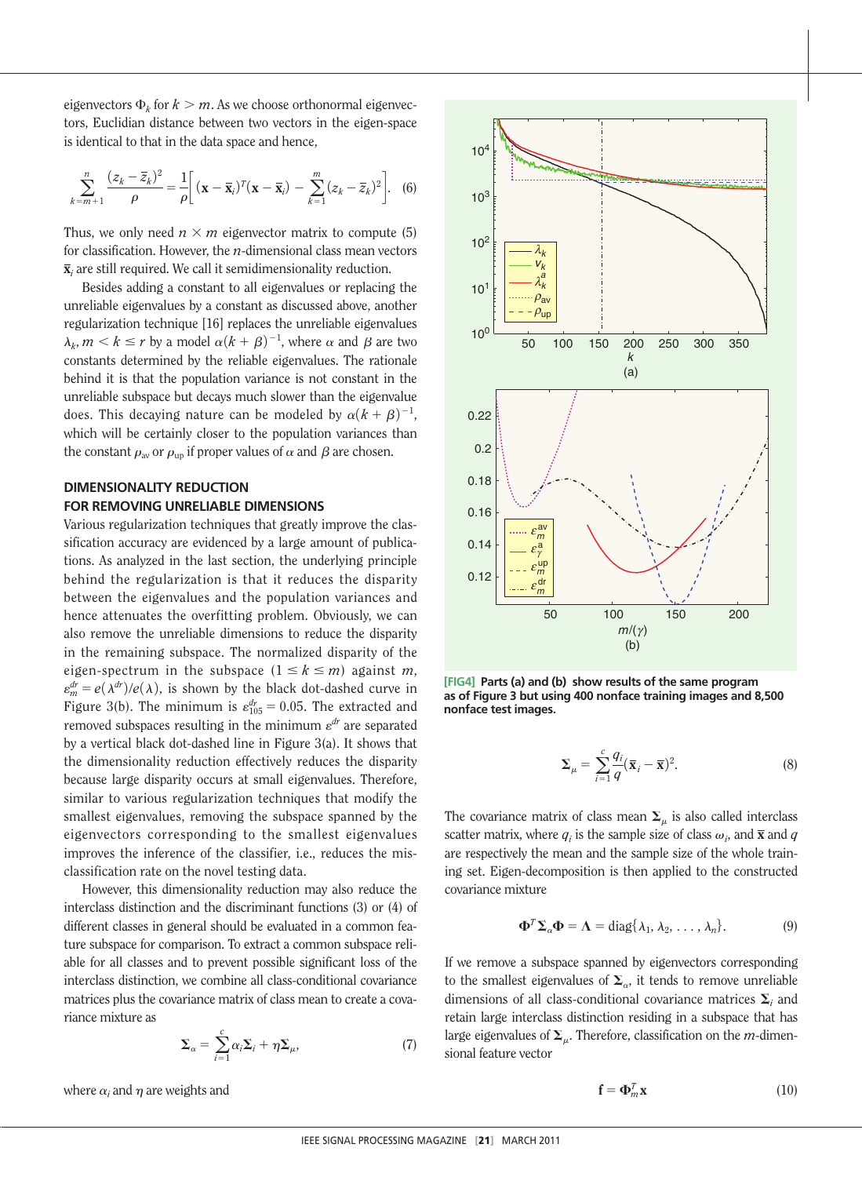eigenvectors $\Phi_k$ for $k > m$. As we choose orthonormal eigenvectors, Euclidian distance between two vectors in the eigen-space is identical to that in the data space and hence,

$$\sum_{k=m+1}^{n} \frac{(z_k - \bar{z}_k)^2}{\rho} = \frac{1}{\rho}\left[ (\mathbf{x} - \bar{\mathbf{x}}_i)^T (\mathbf{x} - \bar{\mathbf{x}}_i) - \sum_{k=1}^{m} (z_k - \bar{z}_k)^2 \right]. \quad (6)$$

Thus, we only need $n \times m$ eigenvector matrix to compute (5) for classification. However, the $n$-dimensional class mean vectors $\bar{\mathbf{x}}_i$ are still required. We call it semidimensionality reduction.

Besides adding a constant to all eigenvalues or replacing the unreliable eigenvalues by a constant as discussed above, another regularization technique [16] replaces the unreliable eigenvalues $\lambda_k, m < k \leq r$ by a model $\alpha(k+\beta)^{-1}$, where $\alpha$ and $\beta$ are two constants determined by the reliable eigenvalues. The rationale behind it is that the population variance is not constant in the unreliable subspace but decays much slower than the eigenvalue does. This decaying nature can be modeled by $\alpha(k+\beta)^{-1}$, which will be certainly closer to the population variances than the constant $\rho_{av}$ or $\rho_{up}$ if proper values of $\alpha$ and $\beta$ are chosen.

## DIMENSIONALITY REDUCTION FOR REMOVING UNRELIABLE DIMENSIONS

Various regularization techniques that greatly improve the classification accuracy are evidenced by a large amount of publications. As analyzed in the last section, the underlying principle behind the regularization is that it reduces the disparity between the eigenvalues and the population variances and hence attenuates the overfitting problem. Obviously, we can also remove the unreliable dimensions to reduce the disparity in the remaining subspace. The normalized disparity of the eigen-spectrum in the subspace ($1 \leq k \leq m$) against $m$, $\varepsilon_m^{dr} = e(\lambda^{dr})/e(\lambda)$, is shown by the black dot-dashed curve in Figure 3(b). The minimum is $\varepsilon_{105}^{dr} = 0.05$. The extracted and removed subspaces resulting in the minimum $\varepsilon^{dr}$ are separated by a vertical black dot-dashed line in Figure 3(a). It shows that the dimensionality reduction effectively reduces the disparity because large disparity occurs at small eigenvalues. Therefore, similar to various regularization techniques that modify the smallest eigenvalues, removing the subspace spanned by the eigenvectors corresponding to the smallest eigenvalues improves the inference of the classifier, i.e., reduces the misclassification rate on the novel testing data.

However, this dimensionality reduction may also reduce the interclass distinction and the discriminant functions (3) or (4) of different classes in general should be evaluated in a common feature subspace for comparison. To extract a common subspace reliable for all classes and to prevent possible significant loss of the interclass distinction, we combine all class-conditional covariance matrices plus the covariance matrix of class mean to create a covariance mixture as

$$\mathbf{\Sigma}_\alpha = \sum_{i=1}^{c} \alpha_i \mathbf{\Sigma}_i + \eta \mathbf{\Sigma}_\mu, \quad (7)$$

where $\alpha_i$ and $\eta$ are weights and

**[FIG4] Parts (a) and (b) show results of the same program as of Figure 3 but using 400 nonface training images and 8,500 nonface test images.**

$$\mathbf{\Sigma}_\mu = \sum_{i=1}^{c} \frac{q_i}{q} (\bar{\mathbf{x}}_i - \bar{\mathbf{x}})^2. \quad (8)$$

The covariance matrix of class mean $\mathbf{\Sigma}_\mu$ is also called interclass scatter matrix, where $q_i$ is the sample size of class $\omega_i$, and $\bar{\mathbf{x}}$ and $q$ are respectively the mean and the sample size of the whole training set. Eigen-decomposition is then applied to the constructed covariance mixture

$$\mathbf{\Phi}^T \mathbf{\Sigma}_\alpha \mathbf{\Phi} = \mathbf{\Lambda} = \text{diag}\{\lambda_1, \lambda_2, \ldots, \lambda_n\}. \quad (9)$$

If we remove a subspace spanned by eigenvectors corresponding to the smallest eigenvalues of $\mathbf{\Sigma}_\alpha$, it tends to remove unreliable dimensions of all class-conditional covariance matrices $\mathbf{\Sigma}_i$ and retain large interclass distinction residing in a subspace that has large eigenvalues of $\mathbf{\Sigma}_\mu$. Therefore, classification on the $m$-dimensional feature vector

$$\mathbf{f} = \mathbf{\Phi}_m^T \mathbf{x} \quad (10)$$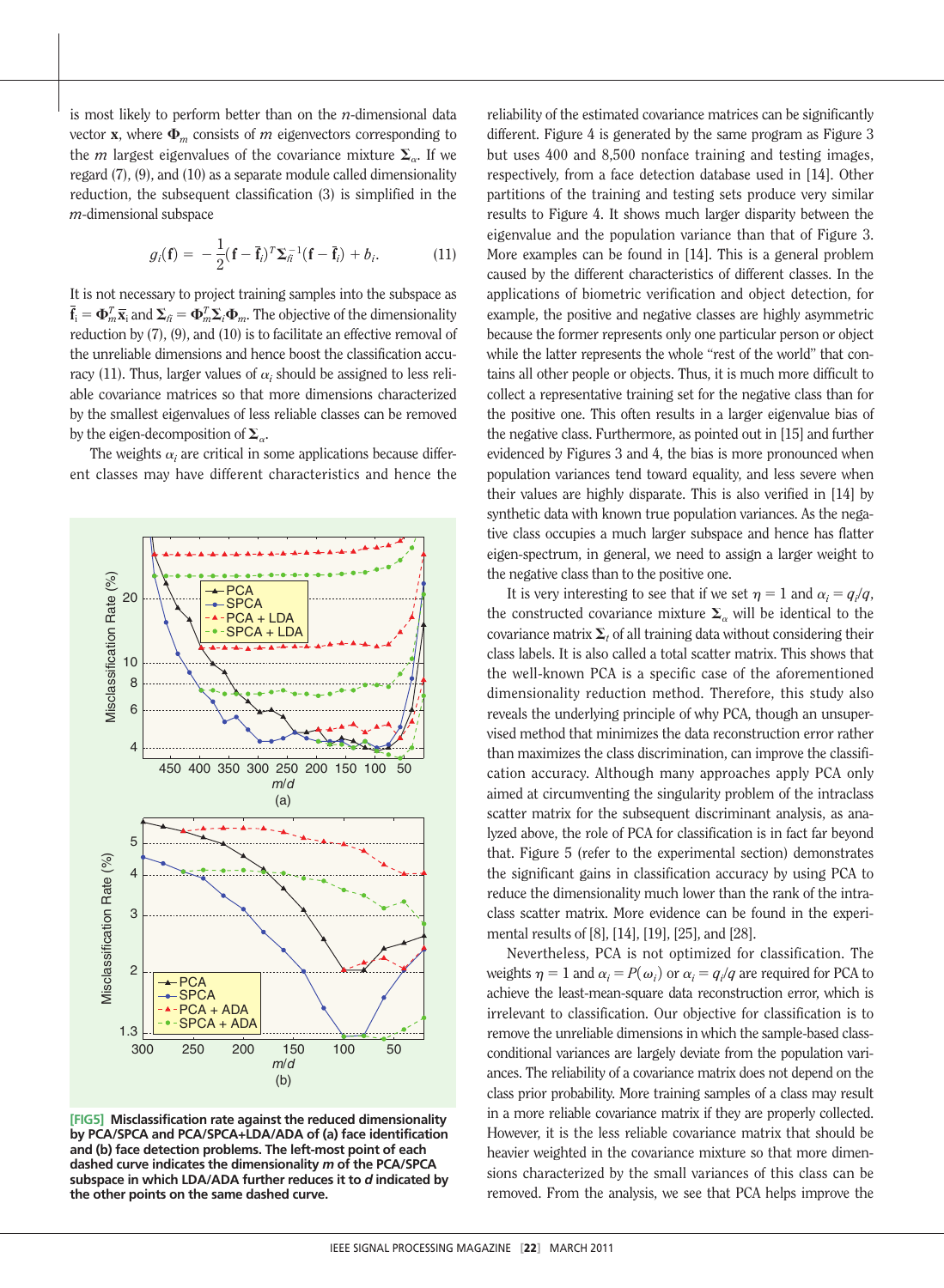is most likely to perform better than on the $n$-dimensional data vector $\mathbf{x}$, where $\boldsymbol{\Phi}_m$ consists of $m$ eigenvectors corresponding to the $m$ largest eigenvalues of the covariance mixture $\boldsymbol{\Sigma}_\alpha$. If we regard (7), (9), and (10) as a separate module called dimensionality reduction, the subsequent classification (3) is simplified in the $m$-dimensional subspace

$$g_i(\mathbf{f}) = -\frac{1}{2}(\mathbf{f} - \bar{\mathbf{f}}_i)^T \boldsymbol{\Sigma}_{fi}^{-1}(\mathbf{f} - \bar{\mathbf{f}}_i) + b_i. \tag{11}$$

It is not necessary to project training samples into the subspace as $\bar{\mathbf{f}}_i = \boldsymbol{\Phi}_m^T \bar{\mathbf{x}}_i$ and $\boldsymbol{\Sigma}_{fi} = \boldsymbol{\Phi}_m^T \boldsymbol{\Sigma}_i \boldsymbol{\Phi}_m$. The objective of the dimensionality reduction by (7), (9), and (10) is to facilitate an effective removal of the unreliable dimensions and hence boost the classification accuracy (11). Thus, larger values of $\alpha_i$ should be assigned to less reliable covariance matrices so that more dimensions characterized by the smallest eigenvalues of less reliable classes can be removed by the eigen-decomposition of $\boldsymbol{\Sigma}_\alpha$.

The weights $\alpha_i$ are critical in some applications because different classes may have different characteristics and hence the reliability of the estimated covariance matrices can be significantly different. Figure 4 is generated by the same program as Figure 3 but uses 400 and 8,500 nonface training and testing images, respectively, from a face detection database used in [14]. Other partitions of the training and testing sets produce very similar results to Figure 4. It shows much larger disparity between the eigenvalue and the population variance than that of Figure 3. More examples can be found in [14]. This is a general problem caused by the different characteristics of different classes. In the applications of biometric verification and object detection, for example, the positive and negative classes are highly asymmetric because the former represents only one particular person or object while the latter represents the whole "rest of the world" that contains all other people or objects. Thus, it is much more difficult to collect a representative training set for the negative class than for the positive one. This often results in a larger eigenvalue bias of the negative class. Furthermore, as pointed out in [15] and further evidenced by Figures 3 and 4, the bias is more pronounced when population variances tend toward equality, and less severe when their values are highly disparate. This is also verified in [14] by synthetic data with known true population variances. As the negative class occupies a much larger subspace and hence has flatter eigen-spectrum, in general, we need to assign a larger weight to the negative class than to the positive one.

It is very interesting to see that if we set $\eta = 1$ and $\alpha_i = q_i/q$, the constructed covariance mixture $\boldsymbol{\Sigma}_\alpha$ will be identical to the covariance matrix $\boldsymbol{\Sigma}_t$ of all training data without considering their class labels. It is also called a total scatter matrix. This shows that the well-known PCA is a specific case of the aforementioned dimensionality reduction method. Therefore, this study also reveals the underlying principle of why PCA, though an unsupervised method that minimizes the data reconstruction error rather than maximizes the class discrimination, can improve the classification accuracy. Although many approaches apply PCA only aimed at circumventing the singularity problem of the intraclass scatter matrix for the subsequent discriminant analysis, as analyzed above, the role of PCA for classification is in fact far beyond that. Figure 5 (refer to the experimental section) demonstrates the significant gains in classification accuracy by using PCA to reduce the dimensionality much lower than the rank of the intraclass scatter matrix. More evidence can be found in the experimental results of [8], [14], [19], [25], and [28].

Nevertheless, PCA is not optimized for classification. The weights $\eta = 1$ and $\alpha_i = P(\omega_i)$ or $\alpha_i = q_i/q$ are required for PCA to achieve the least-mean-square data reconstruction error, which is irrelevant to classification. Our objective for classification is to remove the unreliable dimensions in which the sample-based class-conditional variances are largely deviate from the population variances. The reliability of a covariance matrix does not depend on the class prior probability. More training samples of a class may result in a more reliable covariance matrix if they are properly collected. However, it is the less reliable covariance matrix that should be heavier weighted in the covariance mixture so that more dimensions characterized by the small variances of this class can be removed. From the analysis, we see that PCA helps improve the

**[FIG5] Misclassification rate against the reduced dimensionality by PCA/SPCA and PCA/SPCA+LDA/ADA of (a) face identification and (b) face detection problems. The left-most point of each dashed curve indicates the dimensionality $m$ of the PCA/SPCA subspace in which LDA/ADA further reduces it to $d$ indicated by the other points on the same dashed curve.**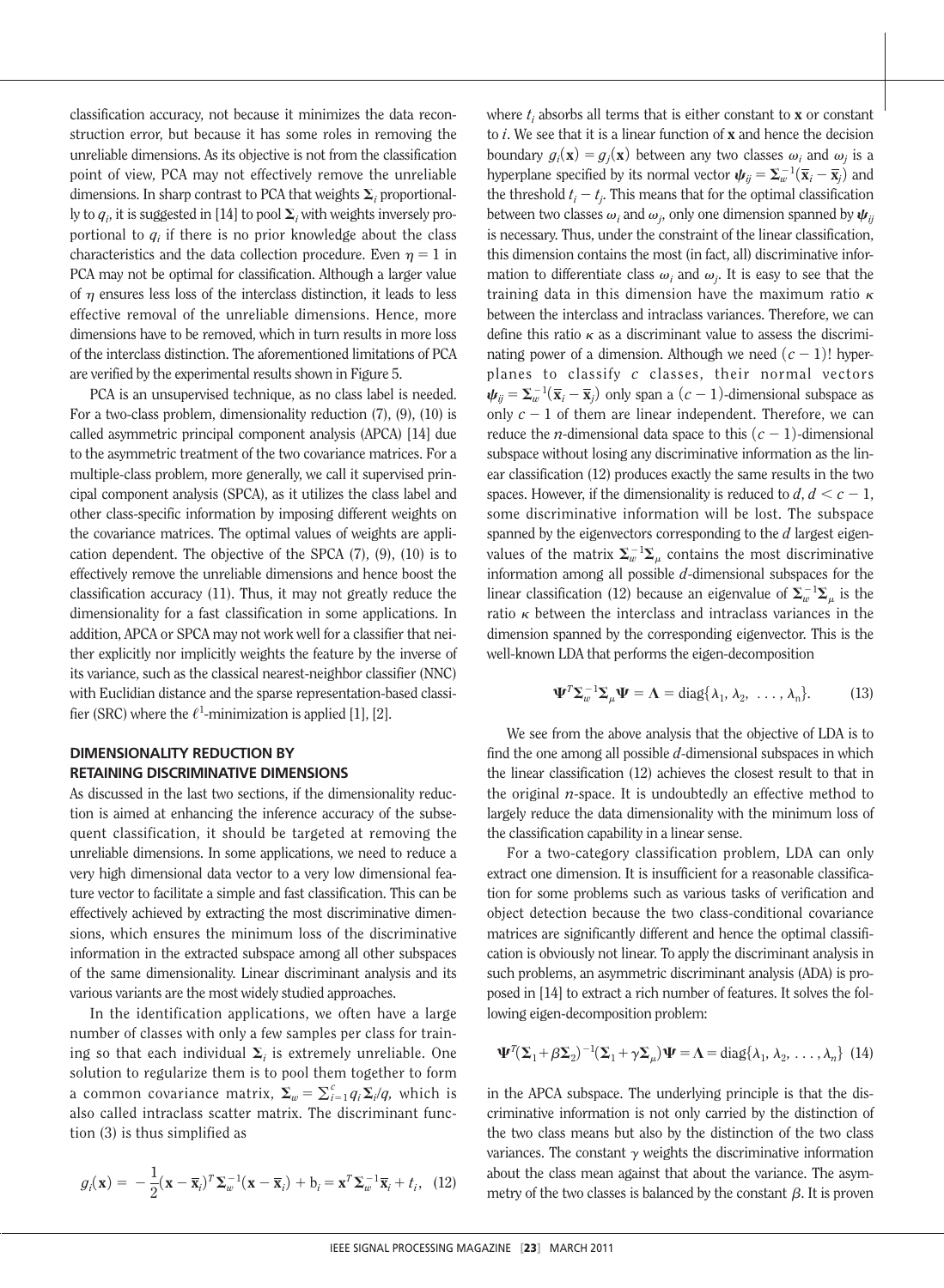classification accuracy, not because it minimizes the data reconstruction error, but because it has some roles in removing the unreliable dimensions. As its objective is not from the classification point of view, PCA may not effectively remove the unreliable dimensions. In sharp contrast to PCA that weights $\boldsymbol{\Sigma}_i$ proportionally to $q_i$, it is suggested in [14] to pool $\boldsymbol{\Sigma}_i$ with weights inversely proportional to $q_i$ if there is no prior knowledge about the class characteristics and the data collection procedure. Even $\eta = 1$ in PCA may not be optimal for classification. Although a larger value of $\eta$ ensures less loss of the interclass distinction, it leads to less effective removal of the unreliable dimensions. Hence, more dimensions have to be removed, which in turn results in more loss of the interclass distinction. The aforementioned limitations of PCA are verified by the experimental results shown in Figure 5.

PCA is an unsupervised technique, as no class label is needed. For a two-class problem, dimensionality reduction (7), (9), (10) is called asymmetric principal component analysis (APCA) [14] due to the asymmetric treatment of the two covariance matrices. For a multiple-class problem, more generally, we call it supervised principal component analysis (SPCA), as it utilizes the class label and other class-specific information by imposing different weights on the covariance matrices. The optimal values of weights are application dependent. The objective of the SPCA (7), (9), (10) is to effectively remove the unreliable dimensions and hence boost the classification accuracy (11). Thus, it may not greatly reduce the dimensionality for a fast classification in some applications. In addition, APCA or SPCA may not work well for a classifier that neither explicitly nor implicitly weights the feature by the inverse of its variance, such as the classical nearest-neighbor classifier (NNC) with Euclidian distance and the sparse representation-based classifier (SRC) where the $\ell^1$-minimization is applied [1], [2].

## DIMENSIONALITY REDUCTION BY RETAINING DISCRIMINATIVE DIMENSIONS

As discussed in the last two sections, if the dimensionality reduction is aimed at enhancing the inference accuracy of the subsequent classification, it should be targeted at removing the unreliable dimensions. In some applications, we need to reduce a very high dimensional data vector to a very low dimensional feature vector to facilitate a simple and fast classification. This can be effectively achieved by extracting the most discriminative dimensions, which ensures the minimum loss of the discriminative information in the extracted subspace among all other subspaces of the same dimensionality. Linear discriminant analysis and its various variants are the most widely studied approaches.

In the identification applications, we often have a large number of classes with only a few samples per class for training so that each individual $\boldsymbol{\Sigma}_i$ is extremely unreliable. One solution to regularize them is to pool them together to form a common covariance matrix, $\boldsymbol{\Sigma}_w = \sum_{i=1}^{c} q_i \boldsymbol{\Sigma}_i / q$, which is also called intraclass scatter matrix. The discriminant function (3) is thus simplified as

$$g_i(\mathbf{x}) = -\frac{1}{2}(\mathbf{x} - \overline{\mathbf{x}}_i)^T \boldsymbol{\Sigma}_w^{-1} (\mathbf{x} - \overline{\mathbf{x}}_i) + b_i = \mathbf{x}^T \boldsymbol{\Sigma}_w^{-1} \overline{\mathbf{x}}_i + t_i, \quad (12)$$

where $t_i$ absorbs all terms that is either constant to $\mathbf{x}$ or constant to $i$. We see that it is a linear function of $\mathbf{x}$ and hence the decision boundary $g_i(\mathbf{x}) = g_j(\mathbf{x})$ between any two classes $\omega_i$ and $\omega_j$ is a hyperplane specified by its normal vector $\boldsymbol{\psi}_{ij} = \boldsymbol{\Sigma}_w^{-1}(\overline{\mathbf{x}}_i - \overline{\mathbf{x}}_j)$ and the threshold $t_i - t_j$. This means that for the optimal classification between two classes $\omega_i$ and $\omega_j$, only one dimension spanned by $\boldsymbol{\psi}_{ij}$ is necessary. Thus, under the constraint of the linear classification, this dimension contains the most (in fact, all) discriminative information to differentiate class $\omega_i$ and $\omega_j$. It is easy to see that the training data in this dimension have the maximum ratio $\kappa$ between the interclass and intraclass variances. Therefore, we can define this ratio $\kappa$ as a discriminant value to assess the discriminating power of a dimension. Although we need $(c-1)!$ hyperplanes to classify $c$ classes, their normal vectors $\boldsymbol{\psi}_{ij} = \boldsymbol{\Sigma}_w^{-1}(\overline{\mathbf{x}}_i - \overline{\mathbf{x}}_j)$ only span a $(c-1)$-dimensional subspace as only $c-1$ of them are linear independent. Therefore, we can reduce the $n$-dimensional data space to this $(c-1)$-dimensional subspace without losing any discriminative information as the linear classification (12) produces exactly the same results in the two spaces. However, if the dimensionality is reduced to $d$, $d < c-1$, some discriminative information will be lost. The subspace spanned by the eigenvectors corresponding to the $d$ largest eigenvalues of the matrix $\boldsymbol{\Sigma}_w^{-1}\boldsymbol{\Sigma}_\mu$ contains the most discriminative information among all possible $d$-dimensional subspaces for the linear classification (12) because an eigenvalue of $\boldsymbol{\Sigma}_w^{-1}\boldsymbol{\Sigma}_\mu$ is the ratio $\kappa$ between the interclass and intraclass variances in the dimension spanned by the corresponding eigenvector. This is the well-known LDA that performs the eigen-decomposition

$$\boldsymbol{\Psi}^T \boldsymbol{\Sigma}_w^{-1} \boldsymbol{\Sigma}_\mu \boldsymbol{\Psi} = \boldsymbol{\Lambda} = \mathrm{diag}\{\lambda_1, \lambda_2, \ldots, \lambda_n\}. \quad (13)$$

We see from the above analysis that the objective of LDA is to find the one among all possible $d$-dimensional subspaces in which the linear classification (12) achieves the closest result to that in the original $n$-space. It is undoubtedly an effective method to largely reduce the data dimensionality with the minimum loss of the classification capability in a linear sense.

For a two-category classification problem, LDA can only extract one dimension. It is insufficient for a reasonable classification for some problems such as various tasks of verification and object detection because the two class-conditional covariance matrices are significantly different and hence the optimal classification is obviously not linear. To apply the discriminant analysis in such problems, an asymmetric discriminant analysis (ADA) is proposed in [14] to extract a rich number of features. It solves the following eigen-decomposition problem:

$$\boldsymbol{\Psi}^T (\boldsymbol{\Sigma}_1 + \beta \boldsymbol{\Sigma}_2)^{-1} (\boldsymbol{\Sigma}_1 + \gamma \boldsymbol{\Sigma}_\mu) \boldsymbol{\Psi} = \boldsymbol{\Lambda} = \mathrm{diag}\{\lambda_1, \lambda_2, \ldots, \lambda_n\} \quad (14)$$

in the APCA subspace. The underlying principle is that the discriminative information is not only carried by the distinction of the two class means but also by the distinction of the two class variances. The constant $\gamma$ weights the discriminative information about the class mean against that about the variance. The asymmetry of the two classes is balanced by the constant $\beta$. It is proven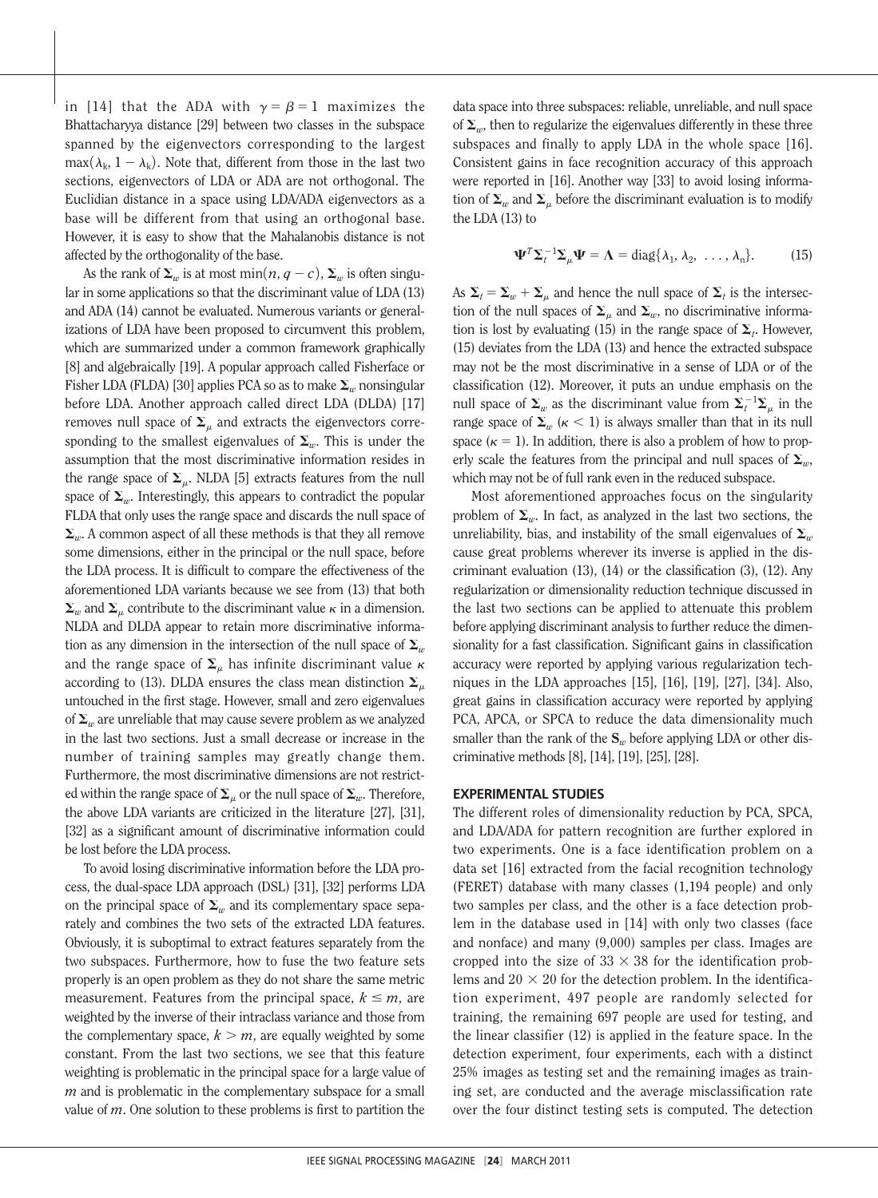in [14] that the ADA with $\gamma = \beta = 1$ maximizes the Bhattacharyya distance [29] between two classes in the subspace spanned by the eigenvectors corresponding to the largest $\max(\lambda_k, 1 - \lambda_k)$. Note that, different from those in the last two sections, eigenvectors of LDA or ADA are not orthogonal. The Euclidian distance in a space using LDA/ADA eigenvectors as a base will be different from that using an orthogonal base. However, it is easy to show that the Mahalanobis distance is not affected by the orthogonality of the base.

As the rank of $\mathbf{\Sigma}_w$ is at most $\min(n, q - c)$, $\mathbf{\Sigma}_w$ is often singular in some applications so that the discriminant value of LDA (13) and ADA (14) cannot be evaluated. Numerous variants or generalizations of LDA have been proposed to circumvent this problem, which are summarized under a common framework graphically [8] and algebraically [19]. A popular approach called Fisherface or Fisher LDA (FLDA) [30] applies PCA so as to make $\mathbf{\Sigma}_w$ nonsingular before LDA. Another approach called direct LDA (DLDA) [17] removes null space of $\mathbf{\Sigma}_\mu$ and extracts the eigenvectors corresponding to the smallest eigenvalues of $\mathbf{\Sigma}_w$. This is under the assumption that the most discriminative information resides in the range space of $\mathbf{\Sigma}_\mu$. NLDA [5] extracts features from the null space of $\mathbf{\Sigma}_w$. Interestingly, this appears to contradict the popular FLDA that only uses the range space and discards the null space of $\mathbf{\Sigma}_w$. A common aspect of all these methods is that they all remove some dimensions, either in the principal or the null space, before the LDA process. It is difficult to compare the effectiveness of the aforementioned LDA variants because we see from (13) that both $\mathbf{\Sigma}_w$ and $\mathbf{\Sigma}_\mu$ contribute to the discriminant value $\kappa$ in a dimension. NLDA and DLDA appear to retain more discriminative information as any dimension in the intersection of the null space of $\mathbf{\Sigma}_w$ and the range space of $\mathbf{\Sigma}_\mu$ has infinite discriminant value $\kappa$ according to (13). DLDA ensures the class mean distinction $\mathbf{\Sigma}_\mu$ untouched in the first stage. However, small and zero eigenvalues of $\mathbf{\Sigma}_w$ are unreliable that may cause severe problem as we analyzed in the last two sections. Just a small decrease or increase in the number of training samples may greatly change them. Furthermore, the most discriminative dimensions are not restricted within the range space of $\mathbf{\Sigma}_\mu$ or the null space of $\mathbf{\Sigma}_w$. Therefore, the above LDA variants are criticized in the literature [27], [31], [32] as a significant amount of discriminative information could be lost before the LDA process.

To avoid losing discriminative information before the LDA process, the dual-space LDA approach (DSL) [31], [32] performs LDA on the principal space of $\mathbf{\Sigma}_w$ and its complementary space separately and combines the two sets of the extracted LDA features. Obviously, it is suboptimal to extract features separately from the two subspaces. Furthermore, how to fuse the two feature sets properly is an open problem as they do not share the same metric measurement. Features from the principal space, $k \leq m$, are weighted by the inverse of their intraclass variance and those from the complementary space, $k > m$, are equally weighted by some constant. From the last two sections, we see that this feature weighting is problematic in the principal space for a large value of $m$ and is problematic in the complementary subspace for a small value of $m$. One solution to these problems is first to partition the data space into three subspaces: reliable, unreliable, and null space of $\mathbf{\Sigma}_w$, then to regularize the eigenvalues differently in these three subspaces and finally to apply LDA in the whole space [16]. Consistent gains in face recognition accuracy of this approach were reported in [16]. Another way [33] to avoid losing information of $\mathbf{\Sigma}_w$ and $\mathbf{\Sigma}_\mu$ before the discriminant evaluation is to modify the LDA (13) to

$$\mathbf{\Psi}^T \mathbf{\Sigma}_t^{-1} \mathbf{\Sigma}_\mu \mathbf{\Psi} = \mathbf{\Lambda} = \mathrm{diag}\{\lambda_1, \lambda_2, \ldots, \lambda_n\}. \tag{15}$$

As $\mathbf{\Sigma}_t = \mathbf{\Sigma}_w + \mathbf{\Sigma}_\mu$ and hence the null space of $\mathbf{\Sigma}_t$ is the intersection of the null spaces of $\mathbf{\Sigma}_\mu$ and $\mathbf{\Sigma}_w$, no discriminative information is lost by evaluating (15) in the range space of $\mathbf{\Sigma}_t$. However, (15) deviates from the LDA (13) and hence the extracted subspace may not be the most discriminative in a sense of LDA or of the classification (12). Moreover, it puts an undue emphasis on the null space of $\mathbf{\Sigma}_w$ as the discriminant value from $\mathbf{\Sigma}_t^{-1}\mathbf{\Sigma}_\mu$ in the range space of $\mathbf{\Sigma}_w$ ($\kappa < 1$) is always smaller than that in its null space ($\kappa = 1$). In addition, there is also a problem of how to properly scale the features from the principal and null spaces of $\mathbf{\Sigma}_w$, which may not be of full rank even in the reduced subspace.

Most aforementioned approaches focus on the singularity problem of $\mathbf{\Sigma}_w$. In fact, as analyzed in the last two sections, the unreliability, bias, and instability of the small eigenvalues of $\mathbf{\Sigma}_w$ cause great problems wherever its inverse is applied in the discriminant evaluation (13), (14) or the classification (3), (12). Any regularization or dimensionality reduction technique discussed in the last two sections can be applied to attenuate this problem before applying discriminant analysis to further reduce the dimensionality for a fast classification. Significant gains in classification accuracy were reported by applying various regularization techniques in the LDA approaches [15], [16], [19], [27], [34]. Also, great gains in classification accuracy were reported by applying PCA, APCA, or SPCA to reduce the data dimensionality much smaller than the rank of the $\mathbf{S}_w$ before applying LDA or other discriminative methods [8], [14], [19], [25], [28].

## EXPERIMENTAL STUDIES

The different roles of dimensionality reduction by PCA, SPCA, and LDA/ADA for pattern recognition are further explored in two experiments. One is a face identification problem on a data set [16] extracted from the facial recognition technology (FERET) database with many classes (1,194 people) and only two samples per class, and the other is a face detection problem in the database used in [14] with only two classes (face and nonface) and many (9,000) samples per class. Images are cropped into the size of $33 \times 38$ for the identification problems and $20 \times 20$ for the detection problem. In the identification experiment, 497 people are randomly selected for training, the remaining 697 people are used for testing, and the linear classifier (12) is applied in the feature space. In the detection experiment, four experiments, each with a distinct 25% images as testing set and the remaining images as training set, are conducted and the average misclassification rate over the four distinct testing sets is computed. The detection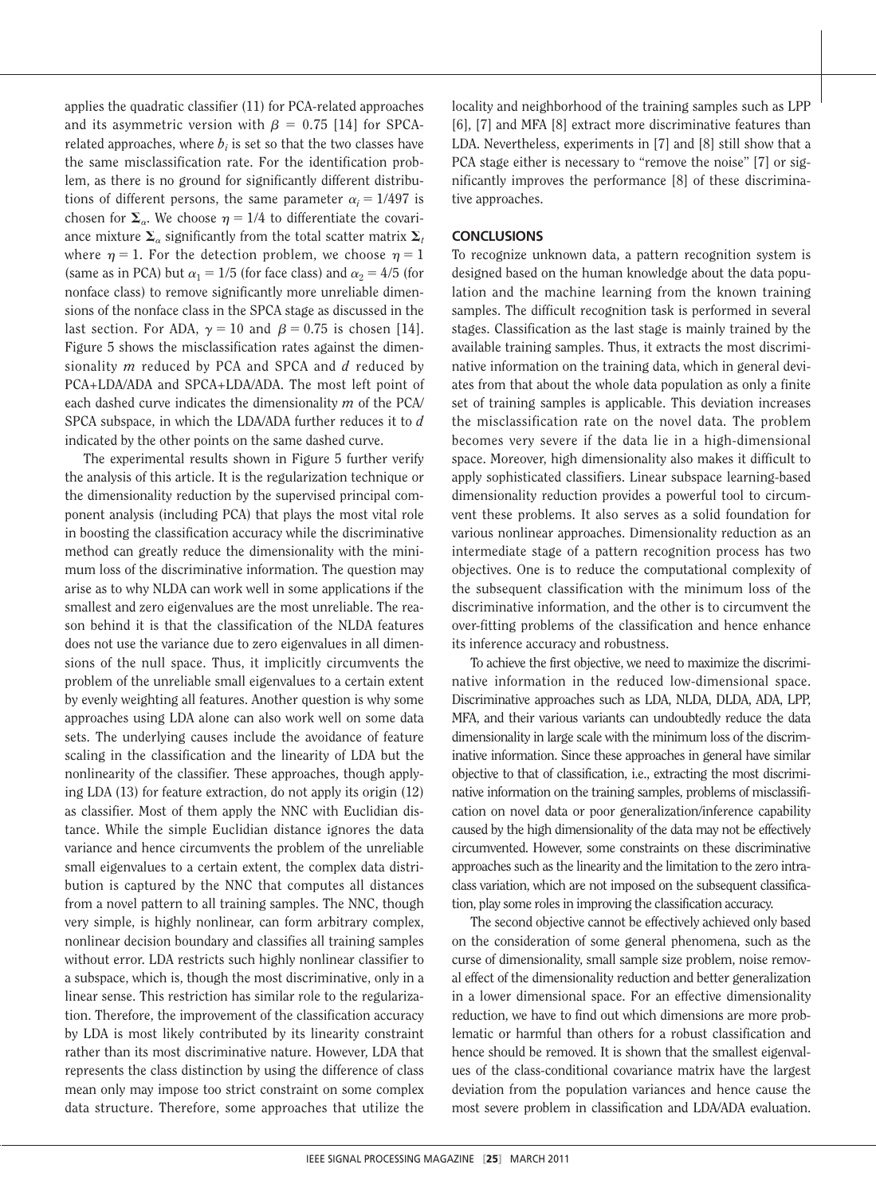applies the quadratic classifier (11) for PCA-related approaches and its asymmetric version with $\beta = 0.75$ [14] for SPCA-related approaches, where $b_i$ is set so that the two classes have the same misclassification rate. For the identification problem, as there is no ground for significantly different distributions of different persons, the same parameter $\alpha_i = 1/497$ is chosen for $\boldsymbol{\Sigma}_\alpha$. We choose $\eta = 1/4$ to differentiate the covariance mixture $\boldsymbol{\Sigma}_\alpha$ significantly from the total scatter matrix $\boldsymbol{\Sigma}_t$ where $\eta = 1$. For the detection problem, we choose $\eta = 1$ (same as in PCA) but $\alpha_1 = 1/5$ (for face class) and $\alpha_2 = 4/5$ (for nonface class) to remove significantly more unreliable dimensions of the nonface class in the SPCA stage as discussed in the last section. For ADA, $\gamma = 10$ and $\beta = 0.75$ is chosen [14]. Figure 5 shows the misclassification rates against the dimensionality $m$ reduced by PCA and SPCA and $d$ reduced by PCA+LDA/ADA and SPCA+LDA/ADA. The most left point of each dashed curve indicates the dimensionality $m$ of the PCA/SPCA subspace, in which the LDA/ADA further reduces it to $d$ indicated by the other points on the same dashed curve.

The experimental results shown in Figure 5 further verify the analysis of this article. It is the regularization technique or the dimensionality reduction by the supervised principal component analysis (including PCA) that plays the most vital role in boosting the classification accuracy while the discriminative method can greatly reduce the dimensionality with the minimum loss of the discriminative information. The question may arise as to why NLDA can work well in some applications if the smallest and zero eigenvalues are the most unreliable. The reason behind it is that the classification of the NLDA features does not use the variance due to zero eigenvalues in all dimensions of the null space. Thus, it implicitly circumvents the problem of the unreliable small eigenvalues to a certain extent by evenly weighting all features. Another question is why some approaches using LDA alone can also work well on some data sets. The underlying causes include the avoidance of feature scaling in the classification and the linearity of LDA but the nonlinearity of the classifier. These approaches, though applying LDA (13) for feature extraction, do not apply its origin (12) as classifier. Most of them apply the NNC with Euclidian distance. While the simple Euclidian distance ignores the data variance and hence circumvents the problem of the unreliable small eigenvalues to a certain extent, the complex data distribution is captured by the NNC that computes all distances from a novel pattern to all training samples. The NNC, though very simple, is highly nonlinear, can form arbitrary complex, nonlinear decision boundary and classifies all training samples without error. LDA restricts such highly nonlinear classifier to a subspace, which is, though the most discriminative, only in a linear sense. This restriction has similar role to the regularization. Therefore, the improvement of the classification accuracy by LDA is most likely contributed by its linearity constraint rather than its most discriminative nature. However, LDA that represents the class distinction by using the difference of class mean only may impose too strict constraint on some complex data structure. Therefore, some approaches that utilize the locality and neighborhood of the training samples such as LPP [6], [7] and MFA [8] extract more discriminative features than LDA. Nevertheless, experiments in [7] and [8] still show that a PCA stage either is necessary to "remove the noise" [7] or significantly improves the performance [8] of these discriminative approaches.

## CONCLUSIONS

To recognize unknown data, a pattern recognition system is designed based on the human knowledge about the data population and the machine learning from the known training samples. The difficult recognition task is performed in several stages. Classification as the last stage is mainly trained by the available training samples. Thus, it extracts the most discriminative information on the training data, which in general deviates from that about the whole data population as only a finite set of training samples is applicable. This deviation increases the misclassification rate on the novel data. The problem becomes very severe if the data lie in a high-dimensional space. Moreover, high dimensionality also makes it difficult to apply sophisticated classifiers. Linear subspace learning-based dimensionality reduction provides a powerful tool to circumvent these problems. It also serves as a solid foundation for various nonlinear approaches. Dimensionality reduction as an intermediate stage of a pattern recognition process has two objectives. One is to reduce the computational complexity of the subsequent classification with the minimum loss of the discriminative information, and the other is to circumvent the over-fitting problems of the classification and hence enhance its inference accuracy and robustness.

To achieve the first objective, we need to maximize the discriminative information in the reduced low-dimensional space. Discriminative approaches such as LDA, NLDA, DLDA, ADA, LPP, MFA, and their various variants can undoubtedly reduce the data dimensionality in large scale with the minimum loss of the discriminative information. Since these approaches in general have similar objective to that of classification, i.e., extracting the most discriminative information on the training samples, problems of misclassification on novel data or poor generalization/inference capability caused by the high dimensionality of the data may not be effectively circumvented. However, some constraints on these discriminative approaches such as the linearity and the limitation to the zero intraclass variation, which are not imposed on the subsequent classification, play some roles in improving the classification accuracy.

The second objective cannot be effectively achieved only based on the consideration of some general phenomena, such as the curse of dimensionality, small sample size problem, noise removal effect of the dimensionality reduction and better generalization in a lower dimensional space. For an effective dimensionality reduction, we have to find out which dimensions are more problematic or harmful than others for a robust classification and hence should be removed. It is shown that the smallest eigenvalues of the class-conditional covariance matrix have the largest deviation from the population variances and hence cause the most severe problem in classification and LDA/ADA evaluation.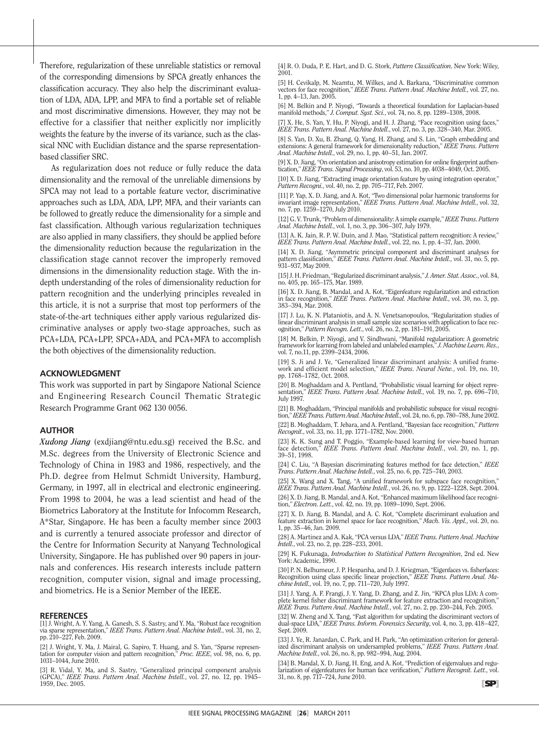Therefore, regularization of these unreliable statistics or removal of the corresponding dimensions by SPCA greatly enhances the classification accuracy. They also help the discriminant evaluation of LDA, ADA, LPP, and MFA to find a portable set of reliable and most discriminative dimensions. However, they may not be effective for a classifier that neither explicitly nor implicitly weights the feature by the inverse of its variance, such as the classical NNC with Euclidian distance and the sparse representation-based classifier SRC.

As regularization does not reduce or fully reduce the data dimensionality and the removal of the unreliable dimensions by SPCA may not lead to a portable feature vector, discriminative approaches such as LDA, ADA, LPP, MFA, and their variants can be followed to greatly reduce the dimensionality for a simple and fast classification. Although various regularization techniques are also applied in many classifiers, they should be applied before the dimensionality reduction because the regularization in the classification stage cannot recover the improperly removed dimensions in the dimensionality reduction stage. With the in-depth understanding of the roles of dimensionality reduction for pattern recognition and the underlying principles revealed in this article, it is not a surprise that most top performers of the state-of-the-art techniques either apply various regularized discriminative analyses or apply two-stage approaches, such as PCA+LDA, PCA+LPP, SPCA+ADA, and PCA+MFA to accomplish the both objectives of the dimensionality reduction.

## ACKNOWLEDGMENT

This work was supported in part by Singapore National Science and Engineering Research Council Thematic Strategic Research Programme Grant 062 130 0056.

## AUTHOR

***Xudong Jiang*** (exdjiang@ntu.edu.sg) received the B.Sc. and M.Sc. degrees from the University of Electronic Science and Technology of China in 1983 and 1986, respectively, and the Ph.D. degree from Helmut Schmidt University, Hamburg, Germany, in 1997, all in electrical and electronic engineering. From 1998 to 2004, he was a lead scientist and head of the Biometrics Laboratory at the Institute for Infocomm Research, A*Star, Singapore. He has been a faculty member since 2003 and is currently a tenured associate professor and director of the Centre for Information Security at Nanyang Technological University, Singapore. He has published over 90 papers in journals and conferences. His research interests include pattern recognition, computer vision, signal and image processing, and biometrics. He is a Senior Member of the IEEE.

## REFERENCES

[1] J. Wright, A. Y. Yang, A. Ganesh, S. S. Sastry, and Y. Ma, "Robust face recognition via sparse representation," *IEEE Trans. Pattern Anal. Machine Intell.*, vol. 31, no. 2, pp. 210–227, Feb. 2009.

[2] J. Wright, Y. Ma, J. Mairal, G. Sapiro, T. Huang, and S. Yan, "Sparse representation for computer vision and pattern recognition," *Proc. IEEE*, vol. 98, no. 6, pp. 1031–1044, June 2010.

[3] R. Vidal, Y. Ma, and S. Sastry, "Generalized principal component analysis (GPCA)," *IEEE Trans. Pattern Anal. Machine Intell.*, vol. 27, no. 12, pp. 1945–1959, Dec. 2005.

[4] R. O. Duda, P. E. Hart, and D. G. Stork, *Pattern Classification*. New York: Wiley, 2001.

[5] H. Cevikalp, M. Neamtu, M. Wilkes, and A. Barkana, "Discriminative common vectors for face recognition," *IEEE Trans. Pattern Anal. Machine Intell.*, vol. 27, no. 1, pp. 4–13, Jan. 2005.

[6] M. Belkin and P. Niyogi, "Towards a theoretical foundation for Laplacian-based manifold methods," *J. Comput. Syst. Sci.*, vol. 74, no. 8, pp. 1289–1308, 2008.

[7] X. He, S. Yan, Y. Hu, P. Niyogi, and H. J. Zhang, "Face recognition using faces," *IEEE Trans. Pattern Anal. Machine Intell.*, vol. 27, no. 3, pp. 328–340, Mar. 2005.

[8] S. Yan, D. Xu, B. Zhang, Q. Yang, H. Zhang, and S. Lin, "Graph embedding and extensions: A general framework for dimensionality reduction," *IEEE Trans. Pattern Anal. Machine Intell.*, vol. 29, no. 1, pp. 40–51, Jan. 2007.

[9] X. D. Jiang, "On orientation and anisotropy estimation for online fingerprint authentication," *IEEE Trans. Signal Processing*, vol. 53, no. 10, pp. 4038–4049, Oct. 2005.

[10] X. D. Jiang, "Extracting image orientation feature by using integration operator," *Pattern Recogni.*, vol. 40, no. 2, pp. 705–717, Feb. 2007.

[11] P. Yap, X. D. Jiang, and A. Kot, "Two dimensional polar harmonic transforms for invariant image representation," *IEEE Trans. Pattern Anal. Machine Intell.*, vol. 32, no. 7, pp. 1259–1270, July 2010.

[12] G. V. Trunk, "Problem of dimensionality: A simple example," *IEEE Trans. Pattern Anal. Machine Intell.*, vol. 1, no. 3, pp. 306–307, July 1979.

[13] A. K. Jain, R. P. W. Duin, and J. Mao, "Statistical pattern recognition: A review," *IEEE Trans. Pattern Anal. Machine Intell.*, vol. 22, no. 1, pp. 4–37, Jan. 2000.

[14] X. D. Jiang, "Asymmetric principal component and discriminant analyses for pattern classification," *IEEE Trans. Pattern Anal. Machine Intell.*, vol. 31, no. 5, pp. 931–937, May 2009.

[15] J. H. Friedman, "Regularized discriminant analysis," *J. Amer. Stat. Assoc.*, vol. 84, no. 405, pp. 165–175, Mar. 1989.

[16] X. D. Jiang, B. Mandal, and A. Kot, "Eigenfeature regularization and extraction in face recognition," *IEEE Trans. Pattern Anal. Machine Intell.*, vol. 30, no. 3, pp. 383–394, Mar. 2008.

[17] J. Lu, K. N. Plataniotis, and A. N. Venetsanopoulos, "Regularization studies of linear discriminant analysis in small sample size scenarios with application to face recognition," *Pattern Recogn. Lett.*, vol. 26, no. 2, pp. 181–191, 2005.

[18] M. Belkin, P. Niyogi, and V. Sindhwani, "Manifold regularization: A geometric framework for learning from labeled and unlabeled examples," *J. Machine Learn. Res.*, vol. 7, no.11, pp. 2399–2434, 2006.

[19] S. Ji and J. Ye, "Generalized linear discriminant analysis: A unified framework and efficient model selection," *IEEE Trans. Neural Netw.*, vol. 19, no. 10, pp. 1768–1782, Oct. 2008.

[20] B. Moghaddam and A. Pentland, "Probabilistic visual learning for object representation," *IEEE Trans. Pattern Anal. Machine Intell.*, vol. 19, no. 7, pp. 696–710, July 1997.

[21] B. Moghaddam, "Principal manifolds and probabilistic subspace for visual recognition," *IEEE Trans. Pattern Anal. Machine Intell.*, vol. 24, no. 6, pp. 780–788, June 2002.

[22] B. Moghaddam, T. Jebara, and A. Pentland, "Bayesian face recognition," *Pattern Recognit.*, vol. 33, no. 11, pp. 1771–1782, Nov. 2000.

[23] K. K. Sung and T. Poggio, "Example-based learning for view-based human face detection," *IEEE Trans. Pattern Anal. Machine Intell.*, vol. 20, no. 1, pp. 39–51, 1998.

[24] C. Liu, "A Bayesian discriminating features method for face detection," *IEEE Trans. Pattern Anal. Machine Intell.*, vol. 25, no. 6, pp. 725–740, 2003.

[25] X. Wang and X. Tang, "A unified framework for subspace face recognition," *IEEE Trans. Pattern Anal. Machine Intell.*, vol. 26, no. 9, pp. 1222–1228, Sept. 2004.

[26] X. D. Jiang, B. Mandal, and A. Kot, "Enhanced maximum likelihood face recognition," *Electron. Lett.*, vol. 42, no. 19, pp. 1089–1090, Sept. 2006.

[27] X. D. Jiang, B. Mandal, and A. C. Kot, "Complete discriminant evaluation and feature extraction in kernel space for face recognition," *Mach. Vis. Appl.*, vol. 20, no. 1, pp. 35–46, Jan. 2009.

[28] A. Martinez and A. Kak, "PCA versus LDA," *IEEE Trans. Pattern Anal. Machine Intell.*, vol. 23, no. 2, pp. 228–233, 2001.

[29] K. Fukunaga, *Introduction to Statistical Pattern Recognition*, 2nd ed. New York: Academic, 1990.

[30] P. N. Belhumeur, J. P. Hespanha, and D. J. Kriegman, "Eigenfaces vs. fisherfaces: Recognition using class specific linear projection," *IEEE Trans. Pattern Anal. Machine Intell.*, vol. 19, no. 7, pp. 711–720, July 1997.

[31] J. Yang, A. F. Frangi, J. Y. Yang, D. Zhang, and Z. Jin, "KPCA plus LDA: A complete kernel fisher discriminant framework for feature extraction and recognition," *IEEE Trans. Pattern Anal. Machine Intell.*, vol. 27, no. 2, pp. 230–244, Feb. 2005.

[32] W. Zheng and X. Tang, "Fast algorithm for updating the discriminant vectors of dual-space LDA," *IEEE Trans. Inform. Forensics Security*, vol. 4, no. 3, pp. 418–427, Sept. 2009.

[33] J. Ye, R. Janardan, C. Park, and H. Park, "An optimization criterion for generalized discriminant analysis on undersampled problems," *IEEE Trans. Pattern Anal. Machine Intell.*, vol. 26, no. 8, pp. 982–994, Aug. 2004.

[34] B. Mandal, X. D. Jiang, H. Eng, and A. Kot, "Prediction of eigenvalues and regularization of eigenfeatures for human face verification," *Pattern Recognit. Lett.*, vol. 31, no. 8, pp. 717–724, June 2010.